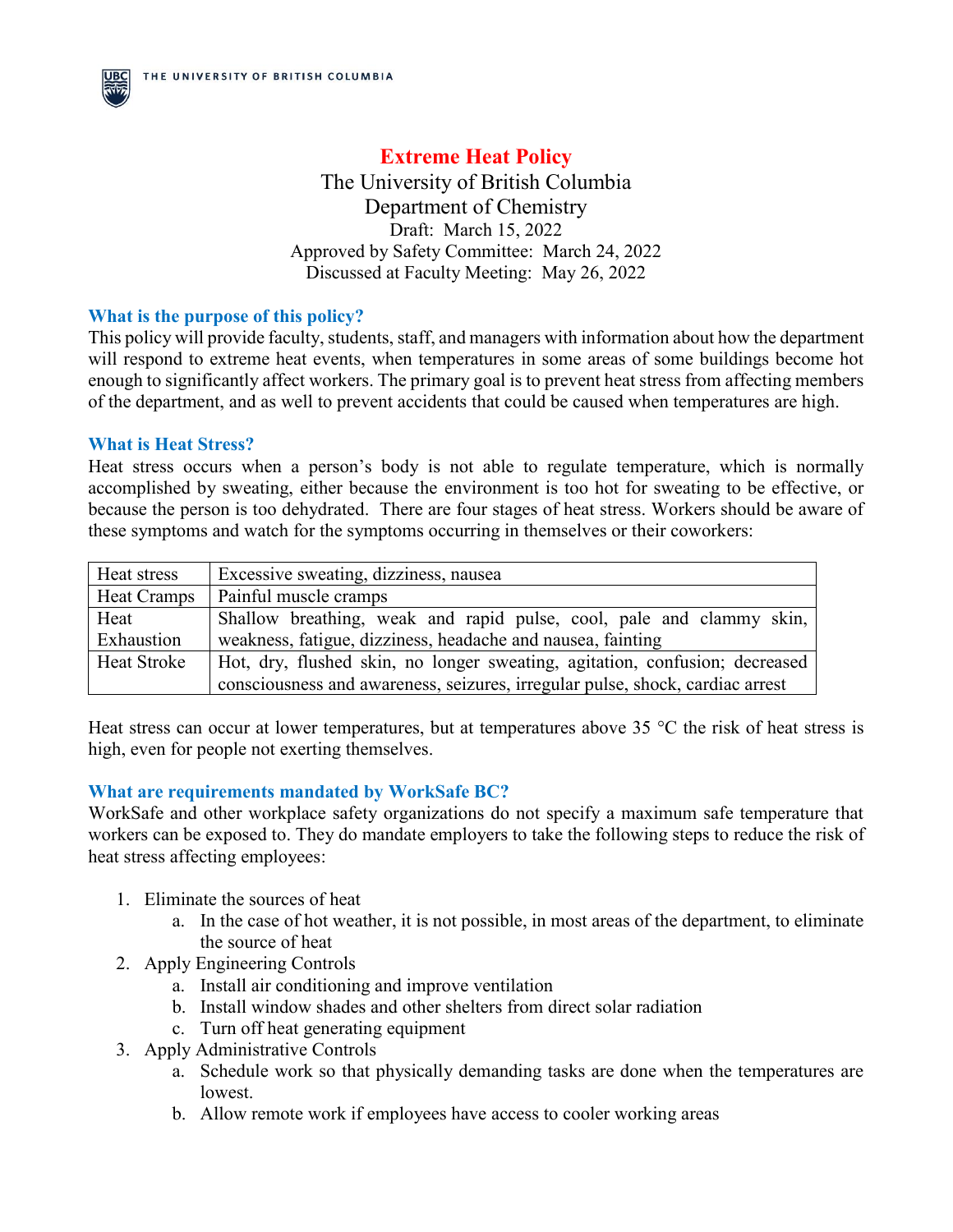# Extreme Heat Policy

The University of British Columbia
Department of Chemistry
Draft: March 15, 2022
Approved by Safety Committee: March 24, 2022
Discussed at Faculty Meeting: May 26, 2022

## What is the purpose of this policy?

This policy will provide faculty, students, staff, and managers with information about how the department will respond to extreme heat events, when temperatures in some areas of some buildings become hot enough to significantly affect workers. The primary goal is to prevent heat stress from affecting members of the department, and as well to prevent accidents that could be caused when temperatures are high.

## What is Heat Stress?

Heat stress occurs when a person's body is not able to regulate temperature, which is normally accomplished by sweating, either because the environment is too hot for sweating to be effective, or because the person is too dehydrated. There are four stages of heat stress. Workers should be aware of these symptoms and watch for the symptoms occurring in themselves or their coworkers:

| Stage | Symptoms |
|---|---|
| Heat stress | Excessive sweating, dizziness, nausea |
| Heat Cramps | Painful muscle cramps |
| Heat Exhaustion | Shallow breathing, weak and rapid pulse, cool, pale and clammy skin, weakness, fatigue, dizziness, headache and nausea, fainting |
| Heat Stroke | Hot, dry, flushed skin, no longer sweating, agitation, confusion; decreased consciousness and awareness, seizures, irregular pulse, shock, cardiac arrest |

Heat stress can occur at lower temperatures, but at temperatures above 35 °C the risk of heat stress is high, even for people not exerting themselves.

## What are requirements mandated by WorkSafe BC?

WorkSafe and other workplace safety organizations do not specify a maximum safe temperature that workers can be exposed to. They do mandate employers to take the following steps to reduce the risk of heat stress affecting employees:

1. Eliminate the sources of heat
   a. In the case of hot weather, it is not possible, in most areas of the department, to eliminate the source of heat
2. Apply Engineering Controls
   a. Install air conditioning and improve ventilation
   b. Install window shades and other shelters from direct solar radiation
   c. Turn off heat generating equipment
3. Apply Administrative Controls
   a. Schedule work so that physically demanding tasks are done when the temperatures are lowest.
   b. Allow remote work if employees have access to cooler working areas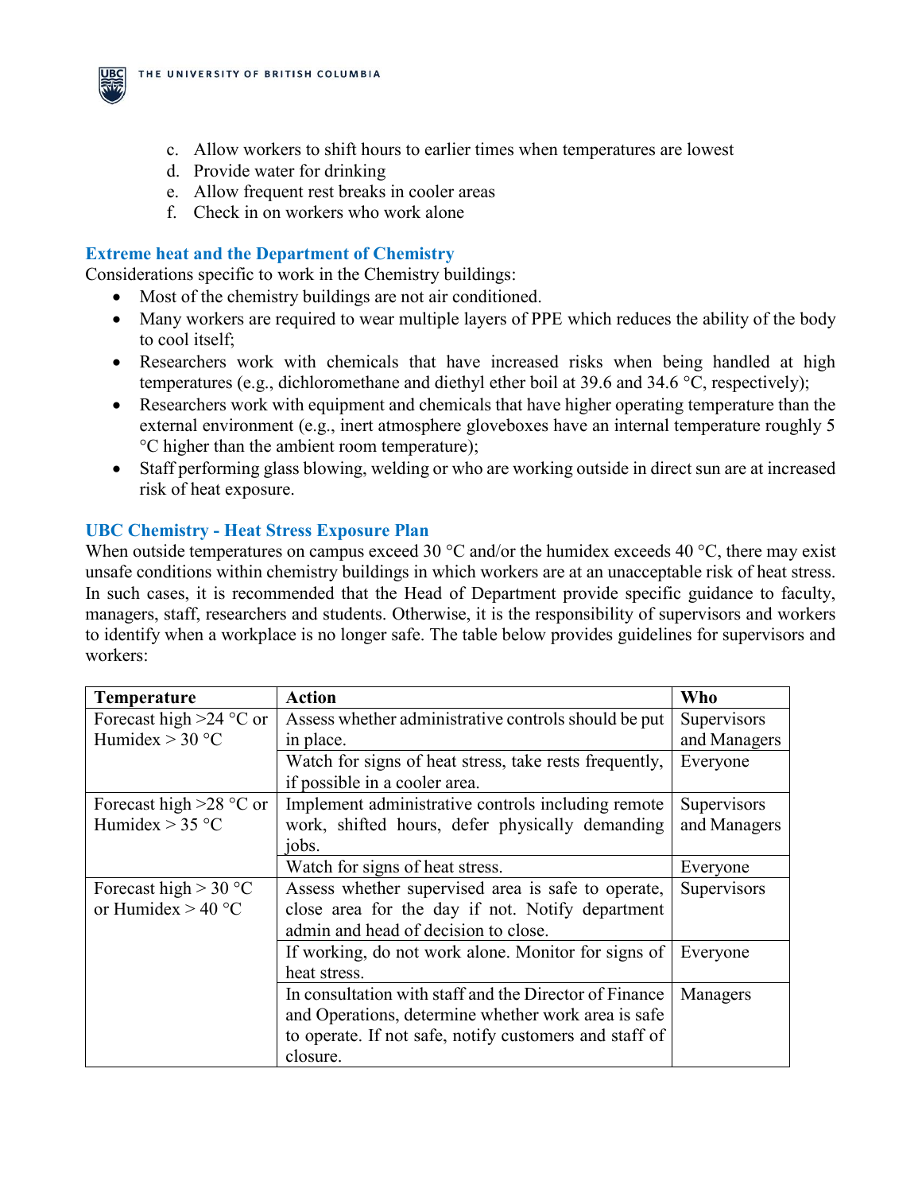c. Allow workers to shift hours to earlier times when temperatures are lowest
d. Provide water for drinking
e. Allow frequent rest breaks in cooler areas
f. Check in on workers who work alone

## Extreme heat and the Department of Chemistry

Considerations specific to work in the Chemistry buildings:

- Most of the chemistry buildings are not air conditioned.
- Many workers are required to wear multiple layers of PPE which reduces the ability of the body to cool itself;
- Researchers work with chemicals that have increased risks when being handled at high temperatures (e.g., dichloromethane and diethyl ether boil at 39.6 and 34.6 °C, respectively);
- Researchers work with equipment and chemicals that have higher operating temperature than the external environment (e.g., inert atmosphere gloveboxes have an internal temperature roughly 5 °C higher than the ambient room temperature);
- Staff performing glass blowing, welding or who are working outside in direct sun are at increased risk of heat exposure.

## UBC Chemistry - Heat Stress Exposure Plan

When outside temperatures on campus exceed 30 °C and/or the humidex exceeds 40 °C, there may exist unsafe conditions within chemistry buildings in which workers are at an unacceptable risk of heat stress. In such cases, it is recommended that the Head of Department provide specific guidance to faculty, managers, staff, researchers and students. Otherwise, it is the responsibility of supervisors and workers to identify when a workplace is no longer safe. The table below provides guidelines for supervisors and workers:

| Temperature | Action | Who |
|---|---|---|
| Forecast high >24 °C or Humidex > 30 °C | Assess whether administrative controls should be put in place. | Supervisors and Managers |
| | Watch for signs of heat stress, take rests frequently, if possible in a cooler area. | Everyone |
| Forecast high >28 °C or Humidex > 35 °C | Implement administrative controls including remote work, shifted hours, defer physically demanding jobs. | Supervisors and Managers |
| | Watch for signs of heat stress. | Everyone |
| Forecast high > 30 °C or Humidex > 40 °C | Assess whether supervised area is safe to operate, close area for the day if not. Notify department admin and head of decision to close. | Supervisors |
| | If working, do not work alone. Monitor for signs of heat stress. | Everyone |
| | In consultation with staff and the Director of Finance and Operations, determine whether work area is safe to operate. If not safe, notify customers and staff of closure. | Managers |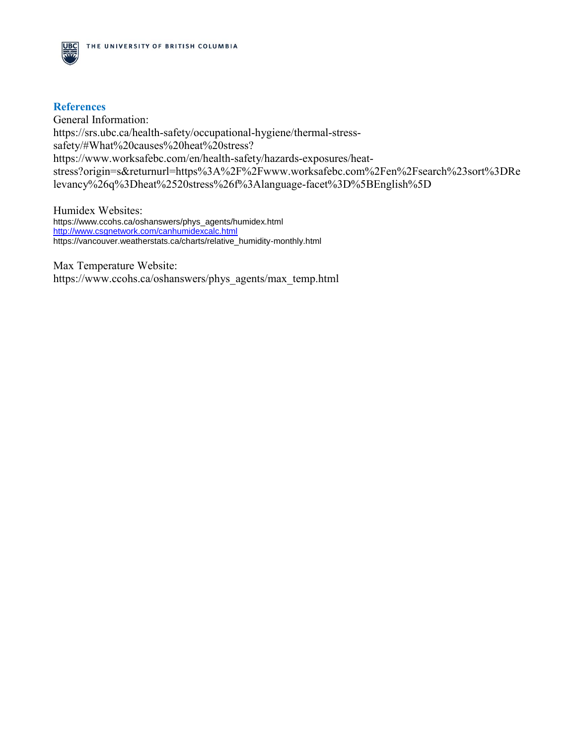## References

General Information:
https://srs.ubc.ca/health-safety/occupational-hygiene/thermal-stress-safety/#What%20causes%20heat%20stress?
https://www.worksafebc.com/en/health-safety/hazards-exposures/heat-stress?origin=s&returnurl=https%3A%2F%2Fwww.worksafebc.com%2Fen%2Fsearch%23sort%3DRelevancy%26q%3Dheat%2520stress%26f%3Alanguage-facet%3D%5BEnglish%5D

Humidex Websites:
https://www.ccohs.ca/oshanswers/phys_agents/humidex.html
http://www.csgnetwork.com/canhumidexcalc.html
https://vancouver.weatherstats.ca/charts/relative_humidity-monthly.html

Max Temperature Website:
https://www.ccohs.ca/oshanswers/phys_agents/max_temp.html